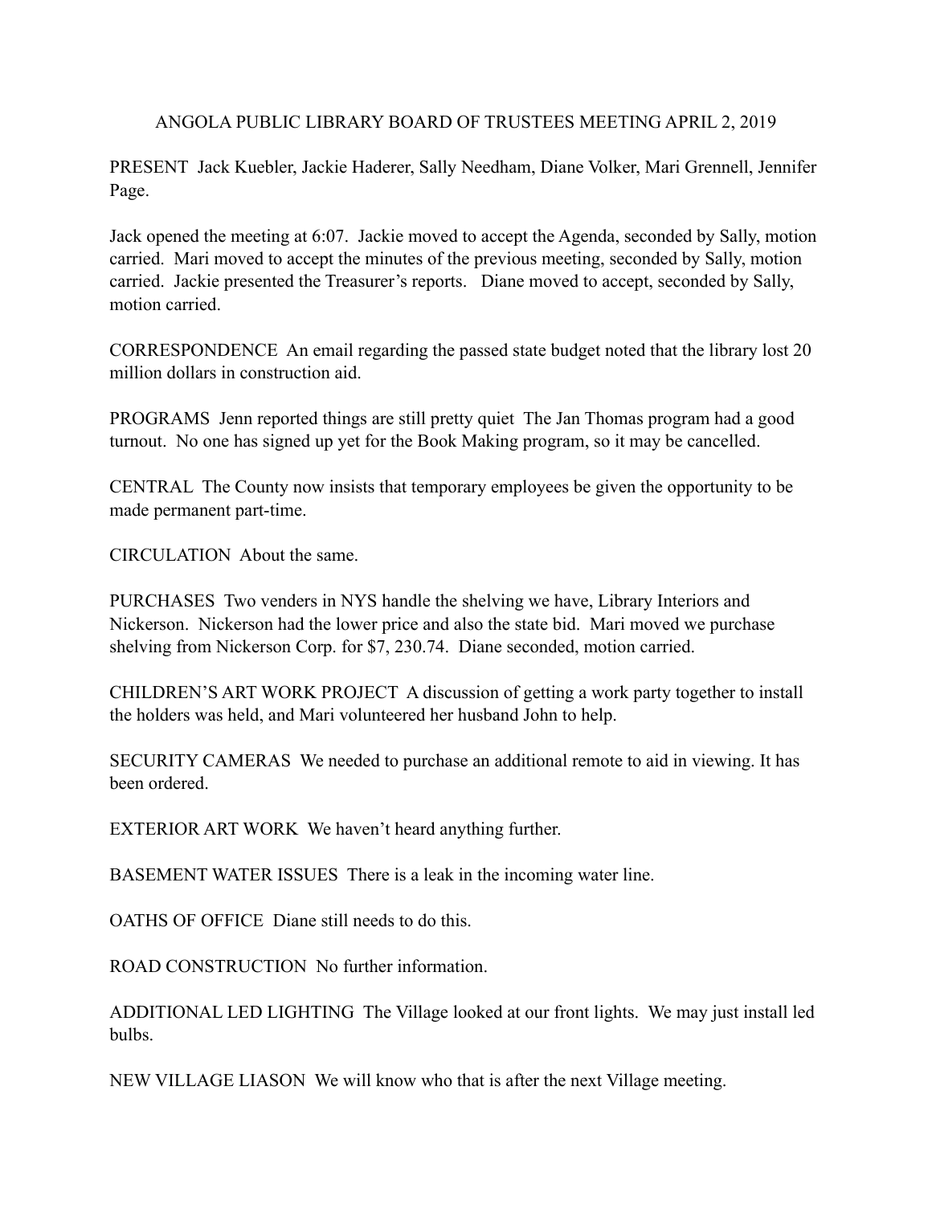# ANGOLA PUBLIC LIBRARY BOARD OF TRUSTEES MEETING APRIL 2, 2019

PRESENT Jack Kuebler, Jackie Haderer, Sally Needham, Diane Volker, Mari Grennell, Jennifer Page.

Jack opened the meeting at 6:07. Jackie moved to accept the Agenda, seconded by Sally, motion carried. Mari moved to accept the minutes of the previous meeting, seconded by Sally, motion carried. Jackie presented the Treasurer's reports. Diane moved to accept, seconded by Sally, motion carried.

CORRESPONDENCE An email regarding the passed state budget noted that the library lost 20 million dollars in construction aid.

PROGRAMS Jenn reported things are still pretty quiet The Jan Thomas program had a good turnout. No one has signed up yet for the Book Making program, so it may be cancelled.

CENTRAL The County now insists that temporary employees be given the opportunity to be made permanent part-time.

CIRCULATION About the same.

PURCHASES Two venders in NYS handle the shelving we have, Library Interiors and Nickerson. Nickerson had the lower price and also the state bid. Mari moved we purchase shelving from Nickerson Corp. for $7, 230.74. Diane seconded, motion carried.

CHILDREN'S ART WORK PROJECT A discussion of getting a work party together to install the holders was held, and Mari volunteered her husband John to help.

SECURITY CAMERAS We needed to purchase an additional remote to aid in viewing. It has been ordered.

EXTERIOR ART WORK We haven't heard anything further.

BASEMENT WATER ISSUES There is a leak in the incoming water line.

OATHS OF OFFICE Diane still needs to do this.

ROAD CONSTRUCTION No further information.

ADDITIONAL LED LIGHTING The Village looked at our front lights. We may just install led bulbs.

NEW VILLAGE LIASON We will know who that is after the next Village meeting.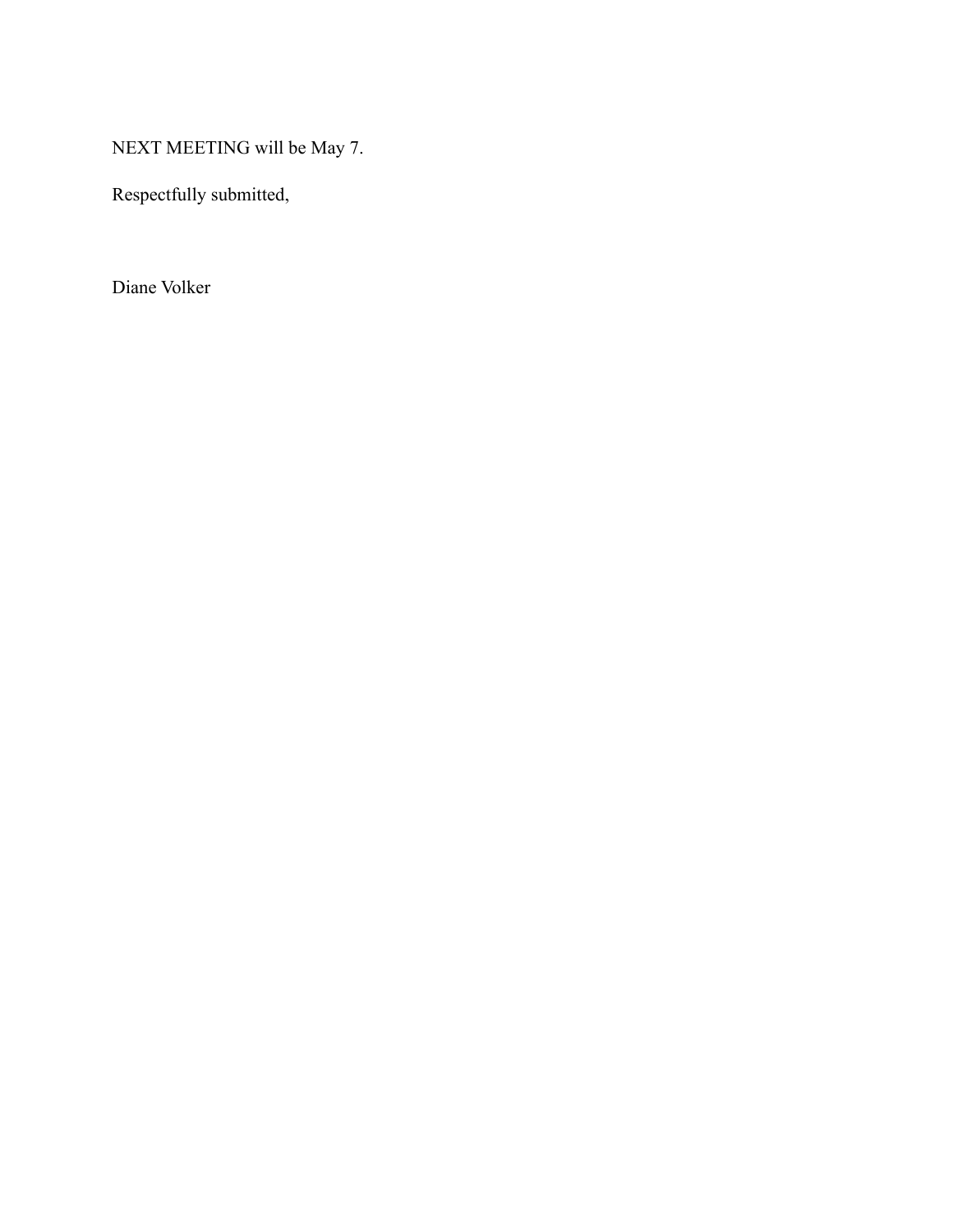NEXT MEETING will be May 7.

Respectfully submitted,

Diane Volker